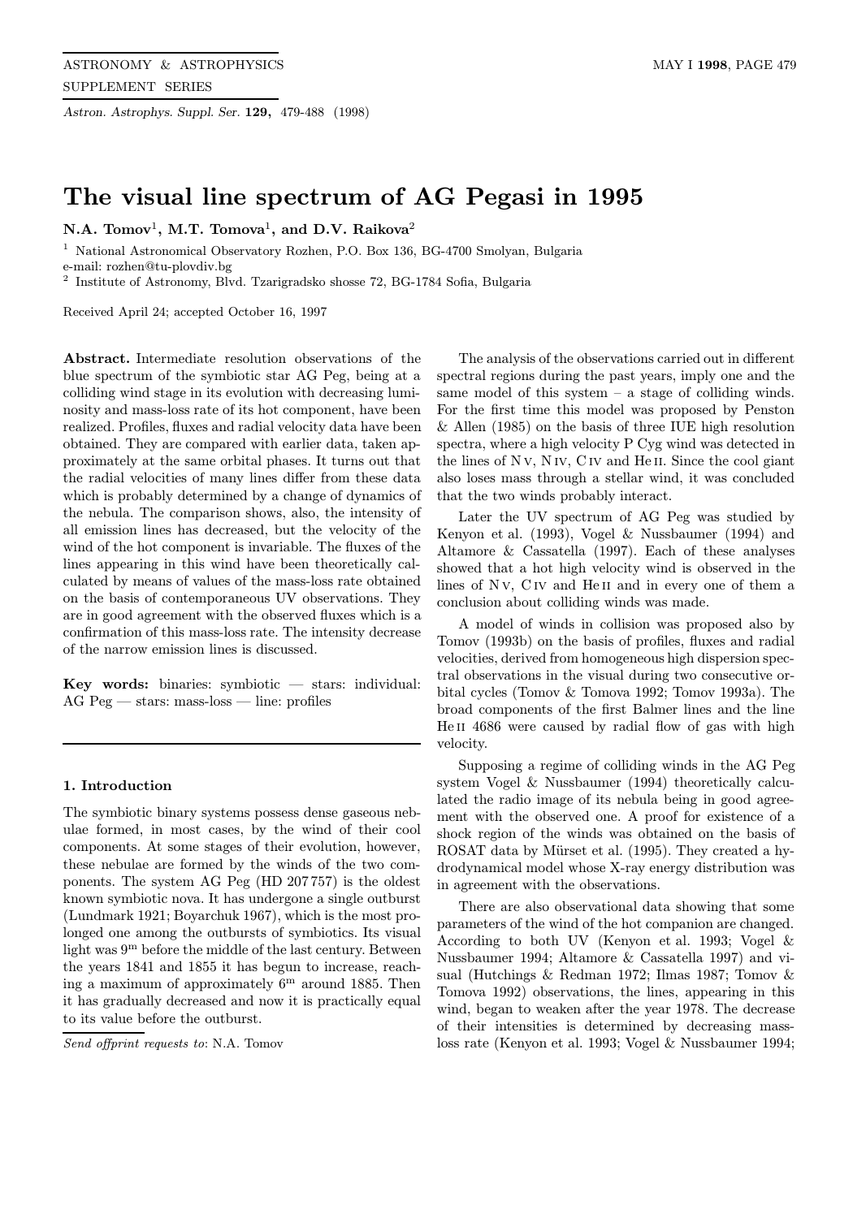# The visual line spectrum of AG Pegasi in 1995

**N.A. Tomov**[1], **M.T. Tomova**[1], **and D.V. Raikova**[2]

[1] National Astronomical Observatory Rozhen, P.O. Box 136, BG-4700 Smolyan, Bulgaria
e-mail: rozhen@tu-plovdiv.bg

[2] Institute of Astronomy, Blvd. Tzarigradsko shosse 72, BG-1784 Sofia, Bulgaria

Received April 24; accepted October 16, 1997

**Abstract.** Intermediate resolution observations of the blue spectrum of the symbiotic star AG Peg, being at a colliding wind stage in its evolution with decreasing luminosity and mass-loss rate of its hot component, have been realized. Profiles, fluxes and radial velocity data have been obtained. They are compared with earlier data, taken approximately at the same orbital phases. It turns out that the radial velocities of many lines differ from these data which is probably determined by a change of dynamics of the nebula. The comparison shows, also, the intensity of all emission lines has decreased, but the velocity of the wind of the hot component is invariable. The fluxes of the lines appearing in this wind have been theoretically calculated by means of values of the mass-loss rate obtained on the basis of contemporaneous UV observations. They are in good agreement with the observed fluxes which is a confirmation of this mass-loss rate. The intensity decrease of the narrow emission lines is discussed.

**Key words:** binaries: symbiotic — stars: individual: AG Peg — stars: mass-loss — line: profiles

## 1. Introduction

The symbiotic binary systems possess dense gaseous nebulae formed, in most cases, by the wind of their cool components. At some stages of their evolution, however, these nebulae are formed by the winds of the two components. The system AG Peg (HD 207 757) is the oldest known symbiotic nova. It has undergone a single outburst (Lundmark 1921; Boyarchuk 1967), which is the most prolonged one among the outbursts of symbiotics. Its visual light was $9^{\rm m}$ before the middle of the last century. Between the years 1841 and 1855 it has begun to increase, reaching a maximum of approximately $6^{\rm m}$ around 1885. Then it has gradually decreased and now it is practically equal to its value before the outburst.

*Send offprint requests to*: N.A. Tomov

The analysis of the observations carried out in different spectral regions during the past years, imply one and the same model of this system – a stage of colliding winds. For the first time this model was proposed by Penston & Allen (1985) on the basis of three IUE high resolution spectra, where a high velocity P Cyg wind was detected in the lines of N V, N IV, C IV and He II. Since the cool giant also loses mass through a stellar wind, it was concluded that the two winds probably interact.

Later the UV spectrum of AG Peg was studied by Kenyon et al. (1993), Vogel & Nussbaumer (1994) and Altamore & Cassatella (1997). Each of these analyses showed that a hot high velocity wind is observed in the lines of N V, C IV and He II and in every one of them a conclusion about colliding winds was made.

A model of winds in collision was proposed also by Tomov (1993b) on the basis of profiles, fluxes and radial velocities, derived from homogeneous high dispersion spectral observations in the visual during two consecutive orbital cycles (Tomov & Tomova 1992; Tomov 1993a). The broad components of the first Balmer lines and the line He II 4686 were caused by radial flow of gas with high velocity.

Supposing a regime of colliding winds in the AG Peg system Vogel & Nussbaumer (1994) theoretically calculated the radio image of its nebula being in good agreement with the observed one. A proof for existence of a shock region of the winds was obtained on the basis of ROSAT data by Mürset et al. (1995). They created a hydrodynamical model whose X-ray energy distribution was in agreement with the observations.

There are also observational data showing that some parameters of the wind of the hot companion are changed. According to both UV (Kenyon et al. 1993; Vogel & Nussbaumer 1994; Altamore & Cassatella 1997) and visual (Hutchings & Redman 1972; Ilmas 1987; Tomov & Tomova 1992) observations, the lines, appearing in this wind, began to weaken after the year 1978. The decrease of their intensities is determined by decreasing mass-loss rate (Kenyon et al. 1993; Vogel & Nussbaumer 1994;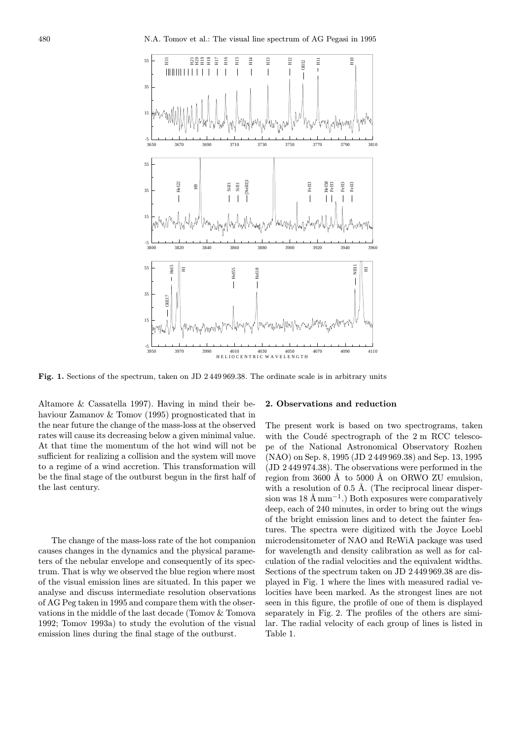**Fig. 1.** Sections of the spectrum, taken on JD 2 449 969.38. The ordinate scale is in arbitrary units

Altamore & Cassatella 1997). Having in mind their behaviour Zamanov & Tomov (1995) prognosticated that in the near future the change of the mass-loss at the observed rates will cause its decreasing below a given minimal value. At that time the momentum of the hot wind will not be sufficient for realizing a collision and the system will move to a regime of a wind accretion. This transformation will be the final stage of the outburst begun in the first half of the last century.

The change of the mass-loss rate of the hot companion causes changes in the dynamics and the physical parameters of the nebular envelope and consequently of its spectrum. That is why we observed the blue region where most of the visual emission lines are situated. In this paper we analyse and discuss intermediate resolution observations of AG Peg taken in 1995 and compare them with the observations in the middle of the last decade (Tomov & Tomova 1992; Tomov 1993a) to study the evolution of the visual emission lines during the final stage of the outburst.

## 2. Observations and reduction

The present work is based on two spectrograms, taken with the Coudé spectrograph of the 2 m RCC telescope of the National Astronomical Observatory Rozhen (NAO) on Sep. 8, 1995 (JD 2 449 969.38) and Sep. 13, 1995 (JD 2 449 974.38). The observations were performed in the region from 3600 Å to 5000 Å on ORWO ZU emulsion, with a resolution of 0.5 Å. (The reciprocal linear dispersion was 18 Å mm$^{-1}$.) Both exposures were comparatively deep, each of 240 minutes, in order to bring out the wings of the bright emission lines and to detect the fainter features. The spectra were digitized with the Joyce Loebl microdensitometer of NAO and ReWiA package was used for wavelength and density calibration as well as for calculation of the radial velocities and the equivalent widths. Sections of the spectrum taken on JD 2 449 969.38 are displayed in Fig. 1 where the lines with measured radial velocities have been marked. As the strongest lines are not seen in this figure, the profile of one of them is displayed separately in Fig. 2. The profiles of the others are similar. The radial velocity of each group of lines is listed in Table 1.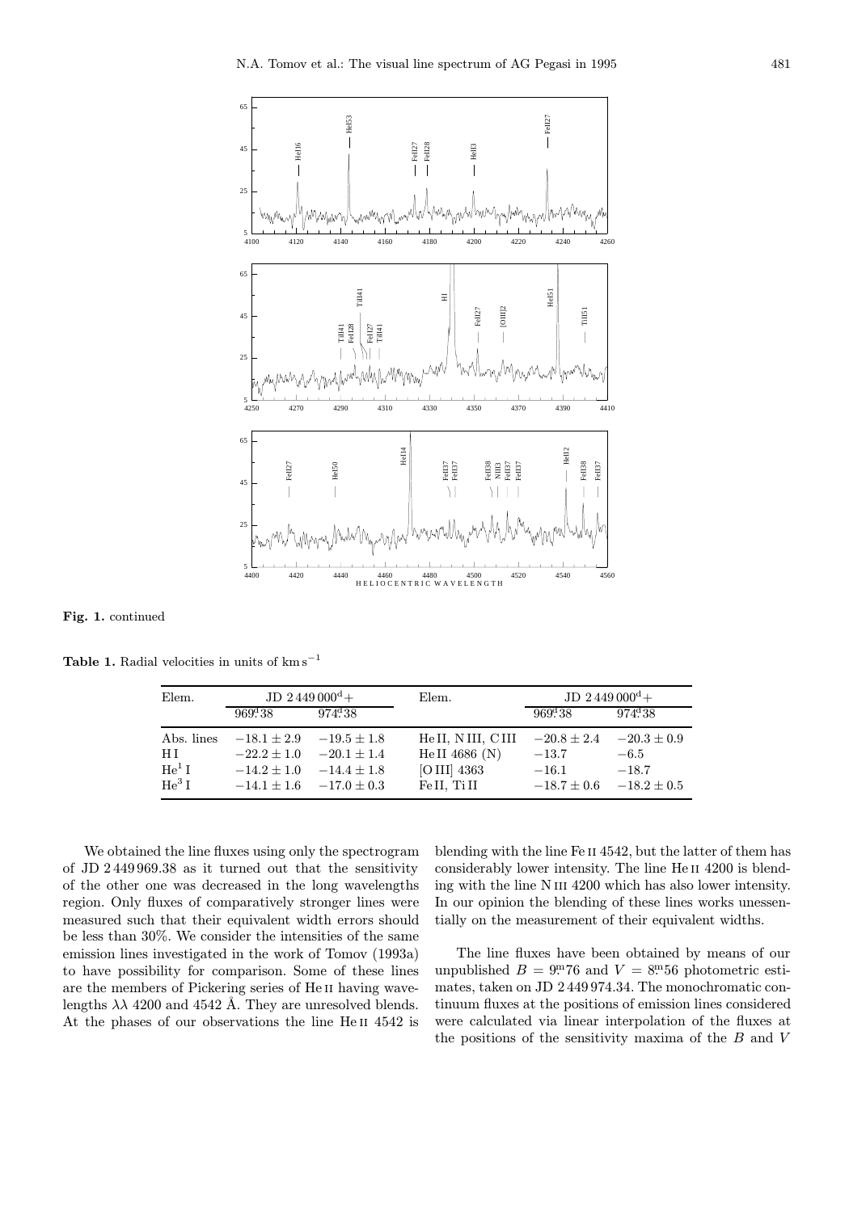**Fig. 1.** continued

**Table 1.** Radial velocities in units of $\mathrm{km\,s^{-1}}$

| Elem. | JD $2\,449\,000^{\mathrm{d}}+$ | | Elem. | JD $2\,449\,000^{\mathrm{d}}+$ | |
|---|---|---|---|---|---|
| | $969^{\mathrm{d}}\!.38$ | $974^{\mathrm{d}}\!.38$ | | $969^{\mathrm{d}}\!.38$ | $974^{\mathrm{d}}\!.38$ |
| Abs. lines | $-18.1 \pm 2.9$ | $-19.5 \pm 1.8$ | He II, N III, C III | $-20.8 \pm 2.4$ | $-20.3 \pm 0.9$ |
| H I | $-22.2 \pm 1.0$ | $-20.1 \pm 1.4$ | He II 4686 (N) | $-13.7$ | $-6.5$ |
| $\mathrm{He^1\,I}$ | $-14.2 \pm 1.0$ | $-14.4 \pm 1.8$ | [O III] 4363 | $-16.1$ | $-18.7$ |
| $\mathrm{He^3\,I}$ | $-14.1 \pm 1.6$ | $-17.0 \pm 0.3$ | Fe II, Ti II | $-18.7 \pm 0.6$ | $-18.2 \pm 0.5$ |

We obtained the line fluxes using only the spectrogram of JD 2 449 969.38 as it turned out that the sensitivity of the other one was decreased in the long wavelengths region. Only fluxes of comparatively stronger lines were measured such that their equivalent width errors should be less than 30%. We consider the intensities of the same emission lines investigated in the work of Tomov (1993a) to have possibility for comparison. Some of these lines are the members of Pickering series of He II having wavelengths $\lambda\lambda$ 4200 and 4542 Å. They are unresolved blends. At the phases of our observations the line He II 4542 is blending with the line Fe II 4542, but the latter of them has considerably lower intensity. The line He II 4200 is blending with the line N III 4200 which has also lower intensity. In our opinion the blending of these lines works unessentially on the measurement of their equivalent widths.

The line fluxes have been obtained by means of our unpublished $B = 9^{\mathrm{m}}\!.76$ and $V = 8^{\mathrm{m}}\!.56$ photometric estimates, taken on JD 2 449 974.34. The monochromatic continuum fluxes at the positions of emission lines considered were calculated via linear interpolation of the fluxes at the positions of the sensitivity maxima of the $B$ and $V$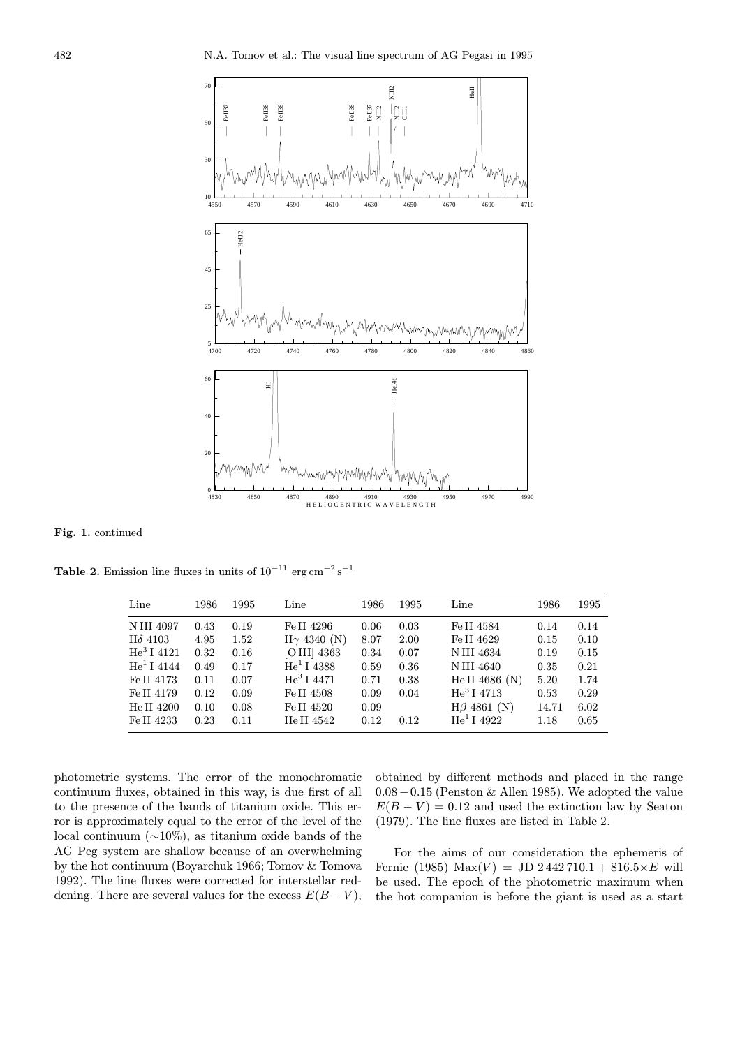**Fig. 1.** continued

**Table 2.** Emission line fluxes in units of $10^{-11}$ erg cm$^{-2}$ s$^{-1}$

| Line | 1986 | 1995 | Line | 1986 | 1995 | Line | 1986 | 1995 |
|---|---|---|---|---|---|---|---|---|
| N III 4097 | 0.43 | 0.19 | Fe II 4296 | 0.06 | 0.03 | Fe II 4584 | 0.14 | 0.14 |
| H$\delta$ 4103 | 4.95 | 1.52 | H$\gamma$ 4340 (N) | 8.07 | 2.00 | Fe II 4629 | 0.15 | 0.10 |
| He$^3$ I 4121 | 0.32 | 0.16 | [O III] 4363 | 0.34 | 0.07 | N III 4634 | 0.19 | 0.15 |
| He$^1$ I 4144 | 0.49 | 0.17 | He$^1$ I 4388 | 0.59 | 0.36 | N III 4640 | 0.35 | 0.21 |
| Fe II 4173 | 0.11 | 0.07 | He$^3$ I 4471 | 0.71 | 0.38 | He II 4686 (N) | 5.20 | 1.74 |
| Fe II 4179 | 0.12 | 0.09 | Fe II 4508 | 0.09 | 0.04 | He$^3$ I 4713 | 0.53 | 0.29 |
| He II 4200 | 0.10 | 0.08 | Fe II 4520 | 0.09 | | H$\beta$ 4861 (N) | 14.71 | 6.02 |
| Fe II 4233 | 0.23 | 0.11 | He II 4542 | 0.12 | 0.12 | He$^1$ I 4922 | 1.18 | 0.65 |

photometric systems. The error of the monochromatic continuum fluxes, obtained in this way, is due first of all to the presence of the bands of titanium oxide. This error is approximately equal to the error of the level of the local continuum (∼10%), as titanium oxide bands of the AG Peg system are shallow because of an overwhelming by the hot continuum (Boyarchuk 1966; Tomov & Tomova 1992). The line fluxes were corrected for interstellar reddening. There are several values for the excess $E(B-V)$, obtained by different methods and placed in the range $0.08-0.15$ (Penston & Allen 1985). We adopted the value $E(B-V) = 0.12$ and used the extinction law by Seaton (1979). The line fluxes are listed in Table 2.

For the aims of our consideration the ephemeris of Fernie (1985) $\mathrm{Max}(V) = \mathrm{JD}\ 2\,442\,710.1 + 816.5{\times}E$ will be used. The epoch of the photometric maximum when the hot companion is before the giant is used as a start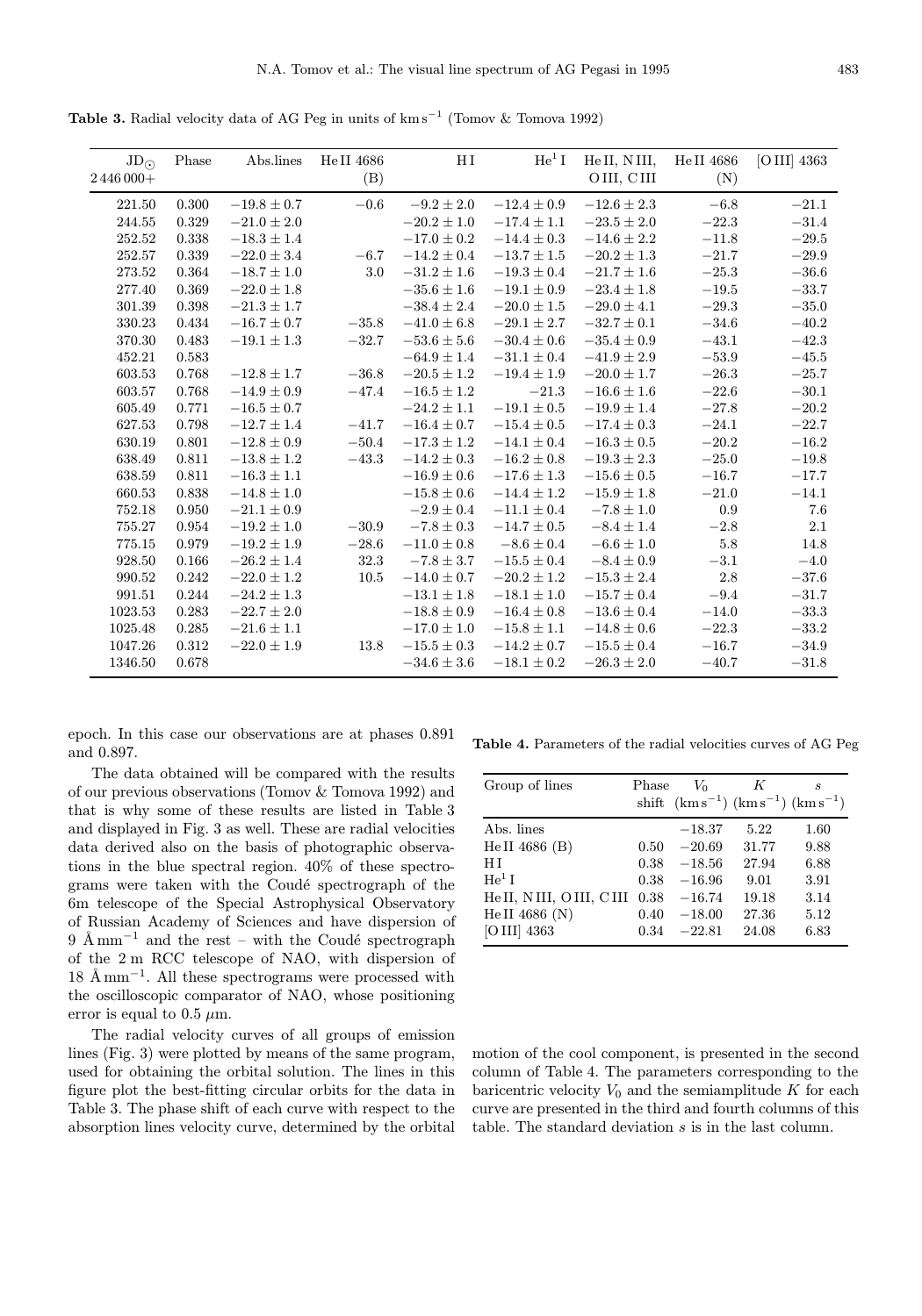**Table 3.** Radial velocity data of AG Peg in units of $km\,s^{-1}$ (Tomov & Tomova 1992)

| $JD_{\odot}$ 2 446 000+ | Phase | Abs.lines | He II 4686 (B) | H I | $He^1$ I | He II, N III, O III, C III | He II 4686 (N) | [O III] 4363 |
|---|---|---|---|---|---|---|---|---|
| 221.50 | 0.300 | $-19.8 \pm 0.7$ | $-0.6$ | $-9.2 \pm 2.0$ | $-12.4 \pm 0.9$ | $-12.6 \pm 2.3$ | $-6.8$ | $-21.1$ |
| 244.55 | 0.329 | $-21.0 \pm 2.0$ | | $-20.2 \pm 1.0$ | $-17.4 \pm 1.1$ | $-23.5 \pm 2.0$ | $-22.3$ | $-31.4$ |
| 252.52 | 0.338 | $-18.3 \pm 1.4$ | | $-17.0 \pm 0.2$ | $-14.4 \pm 0.3$ | $-14.6 \pm 2.2$ | $-11.8$ | $-29.5$ |
| 252.57 | 0.339 | $-22.0 \pm 3.4$ | $-6.7$ | $-14.2 \pm 0.4$ | $-13.7 \pm 1.5$ | $-20.2 \pm 1.3$ | $-21.7$ | $-29.9$ |
| 273.52 | 0.364 | $-18.7 \pm 1.0$ | 3.0 | $-31.2 \pm 1.6$ | $-19.3 \pm 0.4$ | $-21.7 \pm 1.6$ | $-25.3$ | $-36.6$ |
| 277.40 | 0.369 | $-22.0 \pm 1.8$ | | $-35.6 \pm 1.6$ | $-19.1 \pm 0.9$ | $-23.4 \pm 1.8$ | $-19.5$ | $-33.7$ |
| 301.39 | 0.398 | $-21.3 \pm 1.7$ | | $-38.4 \pm 2.4$ | $-20.0 \pm 1.5$ | $-29.0 \pm 4.1$ | $-29.3$ | $-35.0$ |
| 330.23 | 0.434 | $-16.7 \pm 0.7$ | $-35.8$ | $-41.0 \pm 6.8$ | $-29.1 \pm 2.7$ | $-32.7 \pm 0.1$ | $-34.6$ | $-40.2$ |
| 370.30 | 0.483 | $-19.1 \pm 1.3$ | $-32.7$ | $-53.6 \pm 5.6$ | $-30.4 \pm 0.6$ | $-35.4 \pm 0.9$ | $-43.1$ | $-42.3$ |
| 452.21 | 0.583 | | | $-64.9 \pm 1.4$ | $-31.1 \pm 0.4$ | $-41.9 \pm 2.9$ | $-53.9$ | $-45.5$ |
| 603.53 | 0.768 | $-12.8 \pm 1.7$ | $-36.8$ | $-20.5 \pm 1.2$ | $-19.4 \pm 1.9$ | $-20.0 \pm 1.7$ | $-26.3$ | $-25.7$ |
| 603.57 | 0.768 | $-14.9 \pm 0.9$ | $-47.4$ | $-16.5 \pm 1.2$ | $-21.3$ | $-16.6 \pm 1.6$ | $-22.6$ | $-30.1$ |
| 605.49 | 0.771 | $-16.5 \pm 0.7$ | | $-24.2 \pm 1.1$ | $-19.1 \pm 0.5$ | $-19.9 \pm 1.4$ | $-27.8$ | $-20.2$ |
| 627.53 | 0.798 | $-12.7 \pm 1.4$ | $-41.7$ | $-16.4 \pm 0.7$ | $-15.4 \pm 0.5$ | $-17.4 \pm 0.3$ | $-24.1$ | $-22.7$ |
| 630.19 | 0.801 | $-12.8 \pm 0.9$ | $-50.4$ | $-17.3 \pm 1.2$ | $-14.1 \pm 0.4$ | $-16.3 \pm 0.5$ | $-20.2$ | $-16.2$ |
| 638.49 | 0.811 | $-13.8 \pm 1.2$ | $-43.3$ | $-14.2 \pm 0.3$ | $-16.2 \pm 0.8$ | $-19.3 \pm 2.3$ | $-25.0$ | $-19.8$ |
| 638.59 | 0.811 | $-16.3 \pm 1.1$ | | $-16.9 \pm 0.6$ | $-17.6 \pm 1.3$ | $-15.6 \pm 0.5$ | $-16.7$ | $-17.7$ |
| 660.53 | 0.838 | $-14.8 \pm 1.0$ | | $-15.8 \pm 0.6$ | $-14.4 \pm 1.2$ | $-15.9 \pm 1.8$ | $-21.0$ | $-14.1$ |
| 752.18 | 0.950 | $-21.1 \pm 0.9$ | | $-2.9 \pm 0.4$ | $-11.1 \pm 0.4$ | $-7.8 \pm 1.0$ | 0.9 | 7.6 |
| 755.27 | 0.954 | $-19.2 \pm 1.0$ | $-30.9$ | $-7.8 \pm 0.3$ | $-14.7 \pm 0.5$ | $-8.4 \pm 1.4$ | $-2.8$ | 2.1 |
| 775.15 | 0.979 | $-19.2 \pm 1.9$ | $-28.6$ | $-11.0 \pm 0.8$ | $-8.6 \pm 0.4$ | $-6.6 \pm 1.0$ | 5.8 | 14.8 |
| 928.50 | 0.166 | $-26.2 \pm 1.4$ | 32.3 | $-7.8 \pm 3.7$ | $-15.5 \pm 0.4$ | $-8.4 \pm 0.9$ | $-3.1$ | $-4.0$ |
| 990.52 | 0.242 | $-22.0 \pm 1.2$ | 10.5 | $-14.0 \pm 0.7$ | $-20.2 \pm 1.2$ | $-15.3 \pm 2.4$ | 2.8 | $-37.6$ |
| 991.51 | 0.244 | $-24.2 \pm 1.3$ | | $-13.1 \pm 1.8$ | $-18.1 \pm 1.0$ | $-15.7 \pm 0.4$ | $-9.4$ | $-31.7$ |
| 1023.53 | 0.283 | $-22.7 \pm 2.0$ | | $-18.8 \pm 0.9$ | $-16.4 \pm 0.8$ | $-13.6 \pm 0.4$ | $-14.0$ | $-33.3$ |
| 1025.48 | 0.285 | $-21.6 \pm 1.1$ | | $-17.0 \pm 1.0$ | $-15.8 \pm 1.1$ | $-14.8 \pm 0.6$ | $-22.3$ | $-33.2$ |
| 1047.26 | 0.312 | $-22.0 \pm 1.9$ | 13.8 | $-15.5 \pm 0.3$ | $-14.2 \pm 0.7$ | $-15.5 \pm 0.4$ | $-16.7$ | $-34.9$ |
| 1346.50 | 0.678 | | | $-34.6 \pm 3.6$ | $-18.1 \pm 0.2$ | $-26.3 \pm 2.0$ | $-40.7$ | $-31.8$ |

epoch. In this case our observations are at phases 0.891 and 0.897.

The data obtained will be compared with the results of our previous observations (Tomov & Tomova 1992) and that is why some of these results are listed in Table 3 and displayed in Fig. 3 as well. These are radial velocities data derived also on the basis of photographic observations in the blue spectral region. 40% of these spectrograms were taken with the Coudé spectrograph of the 6m telescope of the Special Astrophysical Observatory of Russian Academy of Sciences and have dispersion of 9 Å $mm^{-1}$ and the rest – with the Coudé spectrograph of the 2 m RCC telescope of NAO, with dispersion of 18 Å $mm^{-1}$. All these spectrograms were processed with the oscilloscopic comparator of NAO, whose positioning error is equal to 0.5 $\mu$m.

The radial velocity curves of all groups of emission lines (Fig. 3) were plotted by means of the same program, used for obtaining the orbital solution. The lines in this figure plot the best-fitting circular orbits for the data in Table 3. The phase shift of each curve with respect to the absorption lines velocity curve, determined by the orbital motion of the cool component, is presented in the second column of Table 4. The parameters corresponding to the baricentric velocity $V_0$ and the semiamplitude $K$ for each curve are presented in the third and fourth columns of this table. The standard deviation $s$ is in the last column.

**Table 4.** Parameters of the radial velocities curves of AG Peg

| Group of lines | Phase shift | $V_0$ ($km\,s^{-1}$) | $K$ ($km\,s^{-1}$) | $s$ ($km\,s^{-1}$) |
|---|---|---|---|---|
| Abs. lines | | $-18.37$ | 5.22 | 1.60 |
| He II 4686 (B) | 0.50 | $-20.69$ | 31.77 | 9.88 |
| H I | 0.38 | $-18.56$ | 27.94 | 6.88 |
| $He^1$ I | 0.38 | $-16.96$ | 9.01 | 3.91 |
| He II, N III, O III, C III | 0.38 | $-16.74$ | 19.18 | 3.14 |
| He II 4686 (N) | 0.40 | $-18.00$ | 27.36 | 5.12 |
| [O III] 4363 | 0.34 | $-22.81$ | 24.08 | 6.83 |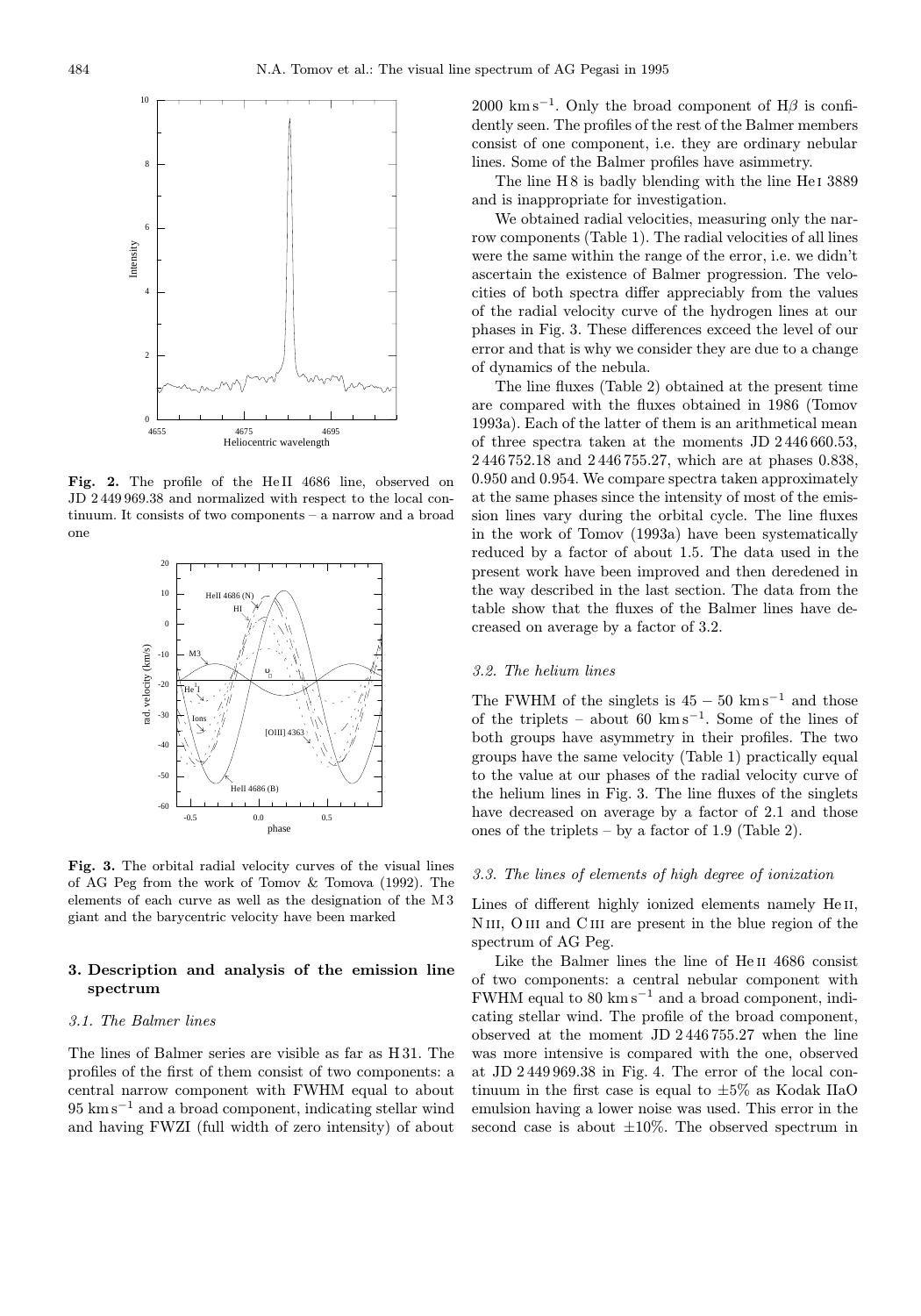**Fig. 2.** The profile of the He II 4686 line, observed on JD 2 449 969.38 and normalized with respect to the local continuum. It consists of two components – a narrow and a broad one

**Fig. 3.** The orbital radial velocity curves of the visual lines of AG Peg from the work of Tomov & Tomova (1992). The elements of each curve as well as the designation of the M 3 giant and the barycentric velocity have been marked

## 3. Description and analysis of the emission line spectrum

### 3.1. The Balmer lines

The lines of Balmer series are visible as far as H 31. The profiles of the first of them consist of two components: a central narrow component with FWHM equal to about 95 km s$^{-1}$ and a broad component, indicating stellar wind and having FWZI (full width of zero intensity) of about 2000 km s$^{-1}$. Only the broad component of H$\beta$ is confidently seen. The profiles of the rest of the Balmer members consist of one component, i.e. they are ordinary nebular lines. Some of the Balmer profiles have asimmetry.

The line H 8 is badly blending with the line He I 3889 and is inappropriate for investigation.

We obtained radial velocities, measuring only the narrow components (Table 1). The radial velocities of all lines were the same within the range of the error, i.e. we didn't ascertain the existence of Balmer progression. The velocities of both spectra differ appreciably from the values of the radial velocity curve of the hydrogen lines at our phases in Fig. 3. These differences exceed the level of our error and that is why we consider they are due to a change of dynamics of the nebula.

The line fluxes (Table 2) obtained at the present time are compared with the fluxes obtained in 1986 (Tomov 1993a). Each of the latter of them is an arithmetical mean of three spectra taken at the moments JD 2 446 660.53, 2 446 752.18 and 2 446 755.27, which are at phases 0.838, 0.950 and 0.954. We compare spectra taken approximately at the same phases since the intensity of most of the emission lines vary during the orbital cycle. The line fluxes in the work of Tomov (1993a) have been systematically reduced by a factor of about 1.5. The data used in the present work have been improved and then deredened in the way described in the last section. The data from the table show that the fluxes of the Balmer lines have decreased on average by a factor of 3.2.

### 3.2. The helium lines

The FWHM of the singlets is $45 - 50$ km s$^{-1}$ and those of the triplets – about 60 km s$^{-1}$. Some of the lines of both groups have asymmetry in their profiles. The two groups have the same velocity (Table 1) practically equal to the value at our phases of the radial velocity curve of the helium lines in Fig. 3. The line fluxes of the singlets have decreased on average by a factor of 2.1 and those ones of the triplets – by a factor of 1.9 (Table 2).

### 3.3. The lines of elements of high degree of ionization

Lines of different highly ionized elements namely He II, N III, O III and C III are present in the blue region of the spectrum of AG Peg.

Like the Balmer lines the line of He II 4686 consist of two components: a central nebular component with FWHM equal to 80 km s$^{-1}$ and a broad component, indicating stellar wind. The profile of the broad component, observed at the moment JD 2 446 755.27 when the line was more intensive is compared with the one, observed at JD 2 449 969.38 in Fig. 4. The error of the local continuum in the first case is equal to $\pm 5\%$ as Kodak IIaO emulsion having a lower noise was used. This error in the second case is about $\pm 10\%$. The observed spectrum in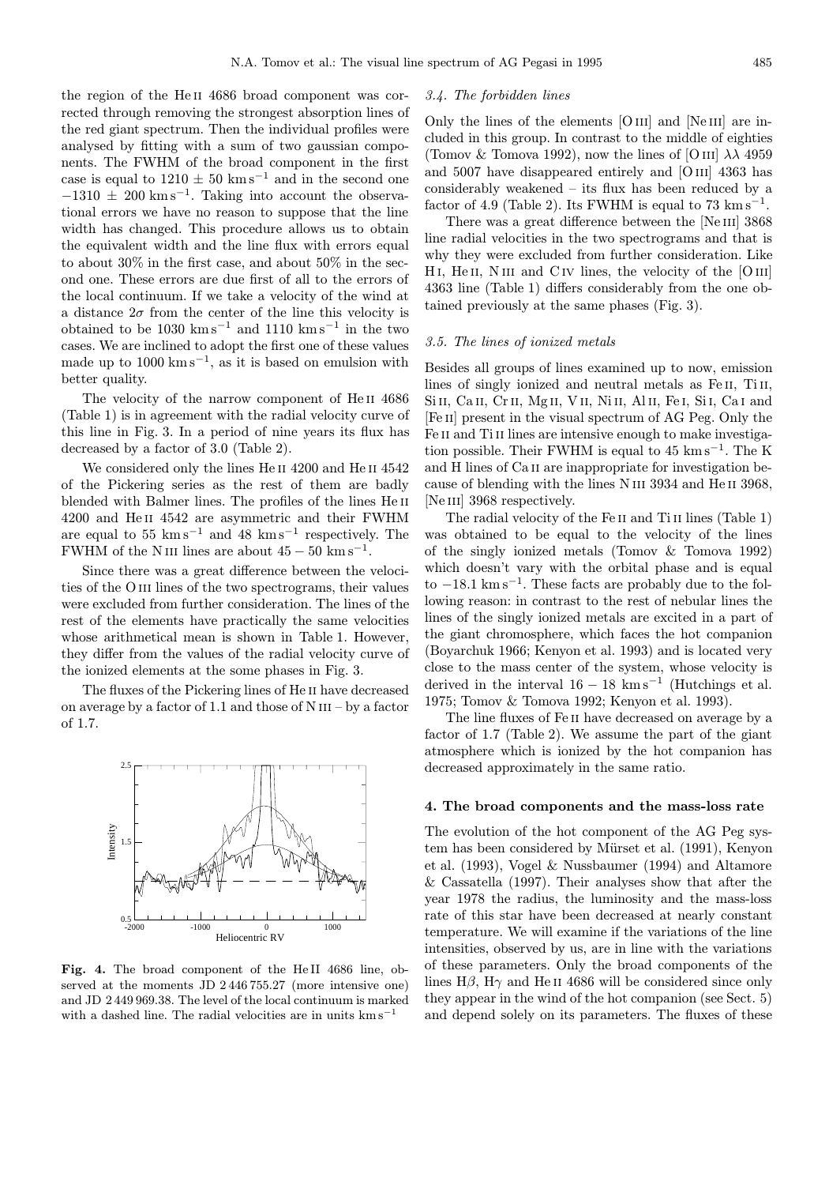the region of the He II 4686 broad component was corrected through removing the strongest absorption lines of the red giant spectrum. Then the individual profiles were analysed by fitting with a sum of two gaussian components. The FWHM of the broad component in the first case is equal to $1210 \pm 50$ km s$^{-1}$ and in the second one $-1310 \pm 200$ km s$^{-1}$. Taking into account the observational errors we have no reason to suppose that the line width has changed. This procedure allows us to obtain the equivalent width and the line flux with errors equal to about 30% in the first case, and about 50% in the second one. These errors are due first of all to the errors of the local continuum. If we take a velocity of the wind at a distance $2\sigma$ from the center of the line this velocity is obtained to be 1030 km s$^{-1}$ and 1110 km s$^{-1}$ in the two cases. We are inclined to adopt the first one of these values made up to 1000 km s$^{-1}$, as it is based on emulsion with better quality.

The velocity of the narrow component of He II 4686 (Table 1) is in agreement with the radial velocity curve of this line in Fig. 3. In a period of nine years its flux has decreased by a factor of 3.0 (Table 2).

We considered only the lines He II 4200 and He II 4542 of the Pickering series as the rest of them are badly blended with Balmer lines. The profiles of the lines He II 4200 and He II 4542 are asymmetric and their FWHM are equal to 55 km s$^{-1}$ and 48 km s$^{-1}$ respectively. The FWHM of the N III lines are about $45 - 50$ km s$^{-1}$.

Since there was a great difference between the velocities of the O III lines of the two spectrograms, their values were excluded from further consideration. The lines of the rest of the elements have practically the same velocities whose arithmetical mean is shown in Table 1. However, they differ from the values of the radial velocity curve of the ionized elements at the some phases in Fig. 3.

The fluxes of the Pickering lines of He II have decreased on average by a factor of 1.1 and those of N III – by a factor of 1.7.

**Fig. 4.** The broad component of the He II 4686 line, observed at the moments JD 2 446 755.27 (more intensive one) and JD 2 449 969.38. The level of the local continuum is marked with a dashed line. The radial velocities are in units km s$^{-1}$

### 3.4. The forbidden lines

Only the lines of the elements [O III] and [Ne III] are included in this group. In contrast to the middle of eighties (Tomov & Tomova 1992), now the lines of [O III] $\lambda\lambda$ 4959 and 5007 have disappeared entirely and [O III] 4363 has considerably weakened – its flux has been reduced by a factor of 4.9 (Table 2). Its FWHM is equal to 73 km s$^{-1}$.

There was a great difference between the [Ne III] 3868 line radial velocities in the two spectrograms and that is why they were excluded from further consideration. Like H I, He II, N III and C IV lines, the velocity of the [O III] 4363 line (Table 1) differs considerably from the one obtained previously at the same phases (Fig. 3).

### 3.5. The lines of ionized metals

Besides all groups of lines examined up to now, emission lines of singly ionized and neutral metals as Fe II, Ti II, Si II, Ca II, Cr II, Mg II, V II, Ni II, Al II, Fe I, Si I, Ca I and [Fe II] present in the visual spectrum of AG Peg. Only the Fe II and Ti II lines are intensive enough to make investigation possible. Their FWHM is equal to 45 km s$^{-1}$. The K and H lines of Ca II are inappropriate for investigation because of blending with the lines N III 3934 and He II 3968, [Ne III] 3968 respectively.

The radial velocity of the Fe II and Ti II lines (Table 1) was obtained to be equal to the velocity of the lines of the singly ionized metals (Tomov & Tomova 1992) which doesn't vary with the orbital phase and is equal to $-18.1$ km s$^{-1}$. These facts are probably due to the following reason: in contrast to the rest of nebular lines the lines of the singly ionized metals are excited in a part of the giant chromosphere, which faces the hot companion (Boyarchuk 1966; Kenyon et al. 1993) and is located very close to the mass center of the system, whose velocity is derived in the interval $16 - 18$ km s$^{-1}$ (Hutchings et al. 1975; Tomov & Tomova 1992; Kenyon et al. 1993).

The line fluxes of Fe II have decreased on average by a factor of 1.7 (Table 2). We assume the part of the giant atmosphere which is ionized by the hot companion has decreased approximately in the same ratio.

## 4. The broad components and the mass-loss rate

The evolution of the hot component of the AG Peg system has been considered by Mürset et al. (1991), Kenyon et al. (1993), Vogel & Nussbaumer (1994) and Altamore & Cassatella (1997). Their analyses show that after the year 1978 the radius, the luminosity and the mass-loss rate of this star have been decreased at nearly constant temperature. We will examine if the variations of the line intensities, observed by us, are in line with the variations of these parameters. Only the broad components of the lines H$\beta$, H$\gamma$ and He II 4686 will be considered since only they appear in the wind of the hot companion (see Sect. 5) and depend solely on its parameters. The fluxes of these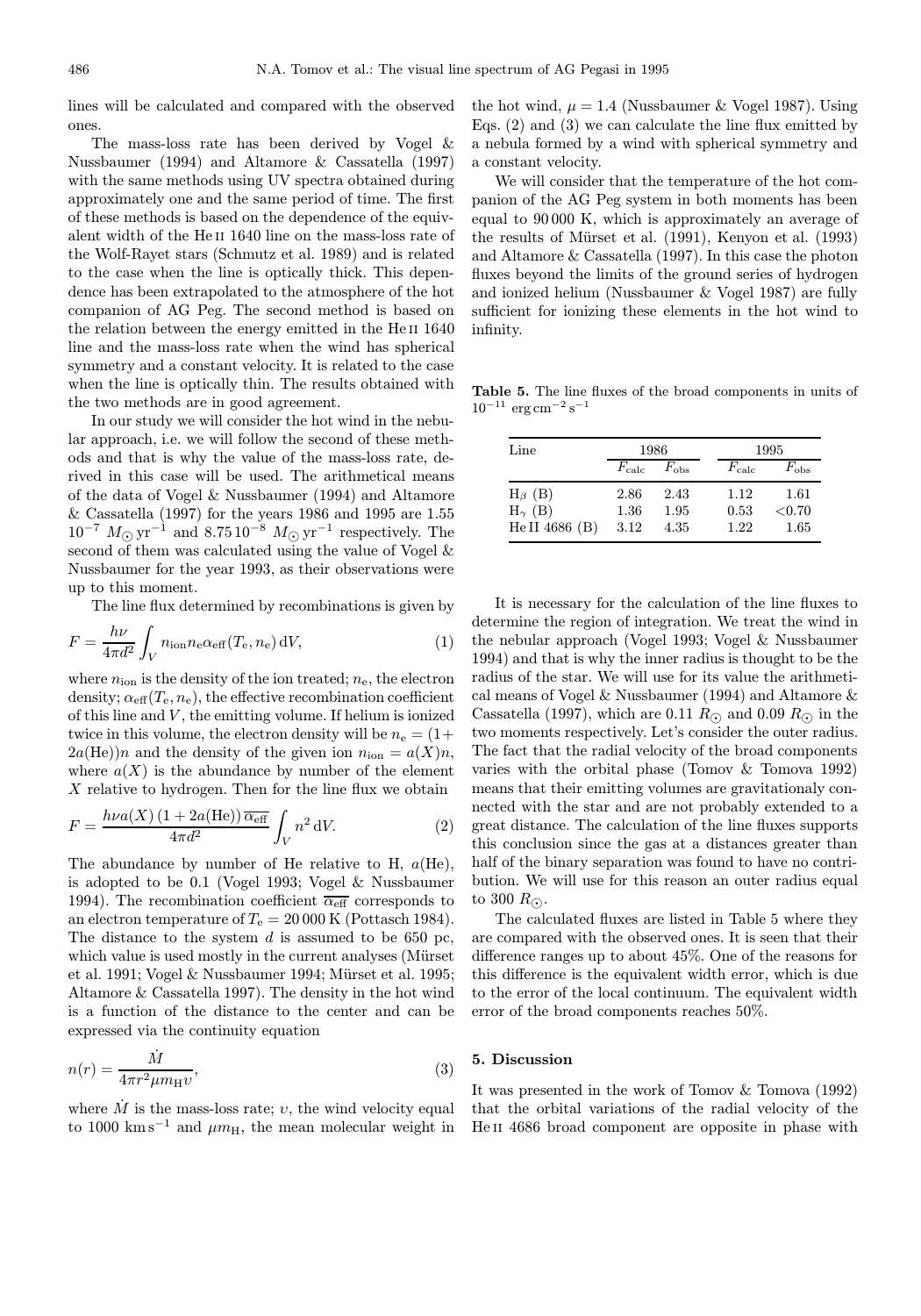lines will be calculated and compared with the observed ones.

The mass-loss rate has been derived by Vogel & Nussbaumer (1994) and Altamore & Cassatella (1997) with the same methods using UV spectra obtained during approximately one and the same period of time. The first of these methods is based on the dependence of the equivalent width of the He II 1640 line on the mass-loss rate of the Wolf-Rayet stars (Schmutz et al. 1989) and is related to the case when the line is optically thick. This dependence has been extrapolated to the atmosphere of the hot companion of AG Peg. The second method is based on the relation between the energy emitted in the He II 1640 line and the mass-loss rate when the wind has spherical symmetry and a constant velocity. It is related to the case when the line is optically thin. The results obtained with the two methods are in good agreement.

In our study we will consider the hot wind in the nebular approach, i.e. we will follow the second of these methods and that is why the value of the mass-loss rate, derived in this case will be used. The arithmetical means of the data of Vogel & Nussbaumer (1994) and Altamore & Cassatella (1997) for the years 1986 and 1995 are 1.55 $10^{-7}$ $M_\odot\,\mathrm{yr}^{-1}$ and 8.75 $10^{-8}$ $M_\odot\,\mathrm{yr}^{-1}$ respectively. The second of them was calculated using the value of Vogel & Nussbaumer for the year 1993, as their observations were up to this moment.

The line flux determined by recombinations is given by

$$F = \frac{h\nu}{4\pi d^2}\int_V n_{\rm ion} n_{\rm e} \alpha_{\rm eff}(T_{\rm e}, n_{\rm e})\,{\rm d}V, \tag{1}$$

where $n_{\rm ion}$ is the density of the ion treated; $n_{\rm e}$, the electron density; $\alpha_{\rm eff}(T_{\rm e}, n_{\rm e})$, the effective recombination coefficient of this line and $V$, the emitting volume. If helium is ionized twice in this volume, the electron density will be $n_{\rm e} = (1 + 2a({\rm He}))n$ and the density of the given ion $n_{\rm ion} = a(X)n$, where $a(X)$ is the abundance by number of the element $X$ relative to hydrogen. Then for the line flux we obtain

$$F = \frac{h\nu a(X)\,(1+2a({\rm He}))\,\overline{\alpha_{\rm eff}}}{4\pi d^2}\int_V n^2\,{\rm d}V. \tag{2}$$

The abundance by number of He relative to H, $a$(He), is adopted to be 0.1 (Vogel 1993; Vogel & Nussbaumer 1994). The recombination coefficient $\overline{\alpha_{\rm eff}}$ corresponds to an electron temperature of $T_{\rm e} = 20\,000$ K (Pottasch 1984). The distance to the system $d$ is assumed to be 650 pc, which value is used mostly in the current analyses (Mürset et al. 1991; Vogel & Nussbaumer 1994; Mürset et al. 1995; Altamore & Cassatella 1997). The density in the hot wind is a function of the distance to the center and can be expressed via the continuity equation

$$n(r) = \frac{\dot{M}}{4\pi r^2 \mu m_{\rm H} \upsilon}, \tag{3}$$

where $\dot{M}$ is the mass-loss rate; $\upsilon$, the wind velocity equal to 1000 $\mathrm{km\,s^{-1}}$ and $\mu m_{\rm H}$, the mean molecular weight in the hot wind, $\mu = 1.4$ (Nussbaumer & Vogel 1987). Using Eqs. (2) and (3) we can calculate the line flux emitted by a nebula formed by a wind with spherical symmetry and a constant velocity.

We will consider that the temperature of the hot companion of the AG Peg system in both moments has been equal to 90 000 K, which is approximately an average of the results of Mürset et al. (1991), Kenyon et al. (1993) and Altamore & Cassatella (1997). In this case the photon fluxes beyond the limits of the ground series of hydrogen and ionized helium (Nussbaumer & Vogel 1987) are fully sufficient for ionizing these elements in the hot wind to infinity.

**Table 5.** The line fluxes of the broad components in units of $10^{-11}$ $\mathrm{erg\,cm^{-2}\,s^{-1}}$

| Line | 1986 | | 1995 | |
|---|---|---|---|---|
| | $F_{\rm calc}$ | $F_{\rm obs}$ | $F_{\rm calc}$ | $F_{\rm obs}$ |
| $\mathrm{H}_\beta$ (B) | 2.86 | 2.43 | 1.12 | 1.61 |
| $\mathrm{H}_\gamma$ (B) | 1.36 | 1.95 | 0.53 | <0.70 |
| He II 4686 (B) | 3.12 | 4.35 | 1.22 | 1.65 |

It is necessary for the calculation of the line fluxes to determine the region of integration. We treat the wind in the nebular approach (Vogel 1993; Vogel & Nussbaumer 1994) and that is why the inner radius is thought to be the radius of the star. We will use for its value the arithmetical means of Vogel & Nussbaumer (1994) and Altamore & Cassatella (1997), which are 0.11 $R_\odot$ and 0.09 $R_\odot$ in the two moments respectively. Let's consider the outer radius. The fact that the radial velocity of the broad components varies with the orbital phase (Tomov & Tomova 1992) means that their emitting volumes are gravitationaly connected with the star and are not probably extended to a great distance. The calculation of the line fluxes supports this conclusion since the gas at a distances greater than half of the binary separation was found to have no contribution. We will use for this reason an outer radius equal to 300 $R_\odot$.

The calculated fluxes are listed in Table 5 where they are compared with the observed ones. It is seen that their difference ranges up to about 45%. One of the reasons for this difference is the equivalent width error, which is due to the error of the local continuum. The equivalent width error of the broad components reaches 50%.

## 5. Discussion

It was presented in the work of Tomov & Tomova (1992) that the orbital variations of the radial velocity of the He II 4686 broad component are opposite in phase with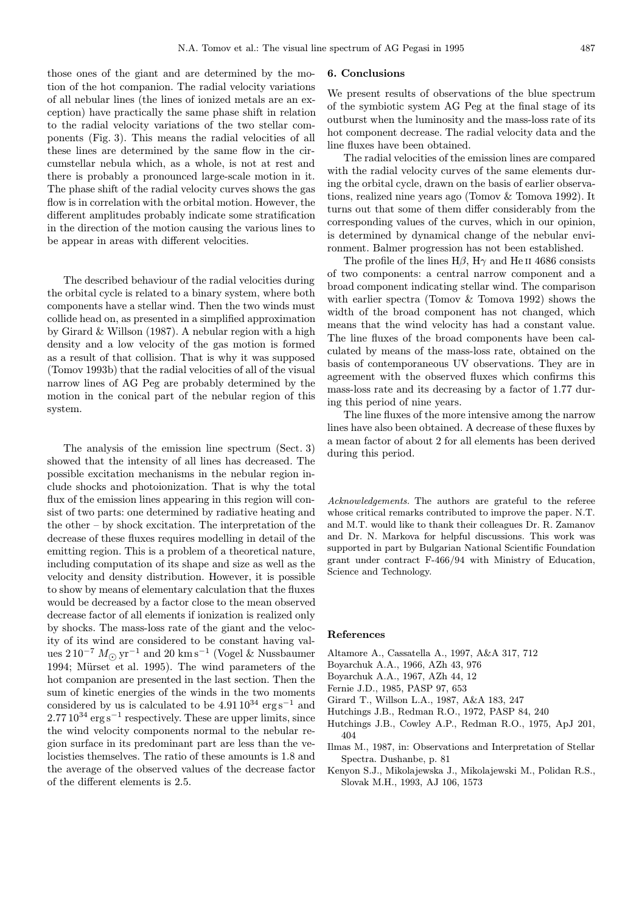those ones of the giant and are determined by the motion of the hot companion. The radial velocity variations of all nebular lines (the lines of ionized metals are an exception) have practically the same phase shift in relation to the radial velocity variations of the two stellar components (Fig. 3). This means the radial velocities of all these lines are determined by the same flow in the circumstellar nebula which, as a whole, is not at rest and there is probably a pronounced large-scale motion in it. The phase shift of the radial velocity curves shows the gas flow is in correlation with the orbital motion. However, the different amplitudes probably indicate some stratification in the direction of the motion causing the various lines to be appear in areas with different velocities.

The described behaviour of the radial velocities during the orbital cycle is related to a binary system, where both components have a stellar wind. Then the two winds must collide head on, as presented in a simplified approximation by Girard & Willson (1987). A nebular region with a high density and a low velocity of the gas motion is formed as a result of that collision. That is why it was supposed (Tomov 1993b) that the radial velocities of all of the visual narrow lines of AG Peg are probably determined by the motion in the conical part of the nebular region of this system.

The analysis of the emission line spectrum (Sect. 3) showed that the intensity of all lines has decreased. The possible excitation mechanisms in the nebular region include shocks and photoionization. That is why the total flux of the emission lines appearing in this region will consist of two parts: one determined by radiative heating and the other – by shock excitation. The interpretation of the decrease of these fluxes requires modelling in detail of the emitting region. This is a problem of a theoretical nature, including computation of its shape and size as well as the velocity and density distribution. However, it is possible to show by means of elementary calculation that the fluxes would be decreased by a factor close to the mean observed decrease factor of all elements if ionization is realized only by shocks. The mass-loss rate of the giant and the velocity of its wind are considered to be constant having values $2\,10^{-7}\ M_{\odot}\,\mathrm{yr}^{-1}$ and $20\ \mathrm{km\,s}^{-1}$ (Vogel & Nussbaumer 1994; Mürset et al. 1995). The wind parameters of the hot companion are presented in the last section. Then the sum of kinetic energies of the winds in the two moments considered by us is calculated to be $4.91\,10^{34}\ \mathrm{erg\,s}^{-1}$ and $2.77\,10^{34}\ \mathrm{erg\,s}^{-1}$ respectively. These are upper limits, since the wind velocity components normal to the nebular region surface in its predominant part are less than the velocisties themselves. The ratio of these amounts is 1.8 and the average of the observed values of the decrease factor of the different elements is 2.5.

## 6. Conclusions

We present results of observations of the blue spectrum of the symbiotic system AG Peg at the final stage of its outburst when the luminosity and the mass-loss rate of its hot component decrease. The radial velocity data and the line fluxes have been obtained.

The radial velocities of the emission lines are compared with the radial velocity curves of the same elements during the orbital cycle, drawn on the basis of earlier observations, realized nine years ago (Tomov & Tomova 1992). It turns out that some of them differ considerably from the corresponding values of the curves, which in our opinion, is determined by dynamical change of the nebular environment. Balmer progression has not been established.

The profile of the lines H$\beta$, H$\gamma$ and He II 4686 consists of two components: a central narrow component and a broad component indicating stellar wind. The comparison with earlier spectra (Tomov & Tomova 1992) shows the width of the broad component has not changed, which means that the wind velocity has had a constant value. The line fluxes of the broad components have been calculated by means of the mass-loss rate, obtained on the basis of contemporaneous UV observations. They are in agreement with the observed fluxes which confirms this mass-loss rate and its decreasing by a factor of 1.77 during this period of nine years.

The line fluxes of the more intensive among the narrow lines have also been obtained. A decrease of these fluxes by a mean factor of about 2 for all elements has been derived during this period.

*Acknowledgements.* The authors are grateful to the referee whose critical remarks contributed to improve the paper. N.T. and M.T. would like to thank their colleagues Dr. R. Zamanov and Dr. N. Markova for helpful discussions. This work was supported in part by Bulgarian National Scientific Foundation grant under contract F-466/94 with Ministry of Education, Science and Technology.

## References

Altamore A., Cassatella A., 1997, A&A 317, 712
Boyarchuk A.A., 1966, AZh 43, 976
Boyarchuk A.A., 1967, AZh 44, 12
Fernie J.D., 1985, PASP 97, 653
Girard T., Willson L.A., 1987, A&A 183, 247
Hutchings J.B., Redman R.O., 1972, PASP 84, 240
Hutchings J.B., Cowley A.P., Redman R.O., 1975, ApJ 201, 404
Ilmas M., 1987, in: Observations and Interpretation of Stellar Spectra. Dushanbe, p. 81
Kenyon S.J., Mikolajewska J., Mikolajewski M., Polidan R.S., Slovak M.H., 1993, AJ 106, 1573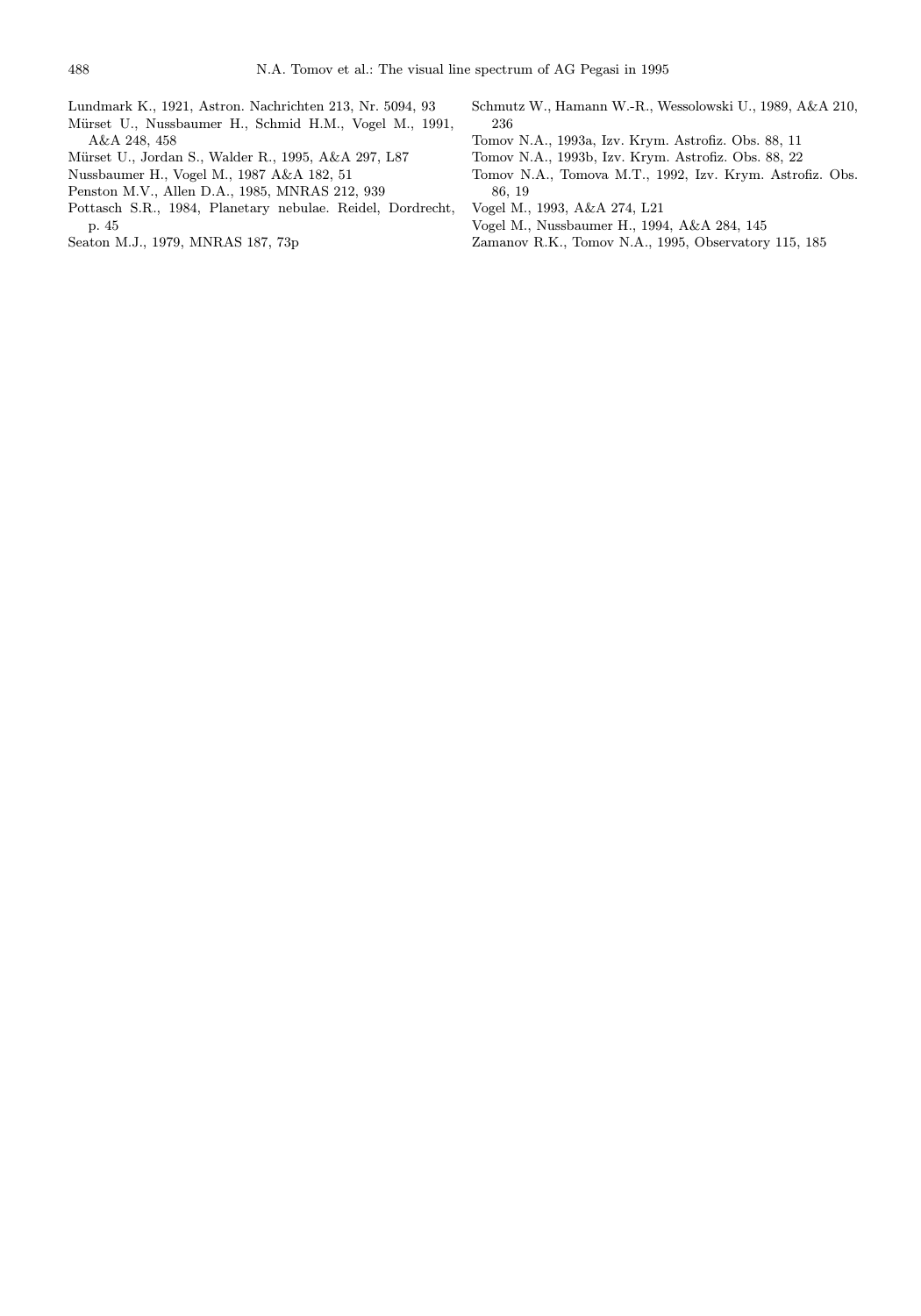Lundmark K., 1921, Astron. Nachrichten 213, Nr. 5094, 93

Mürset U., Nussbaumer H., Schmid H.M., Vogel M., 1991, A&A 248, 458

Mürset U., Jordan S., Walder R., 1995, A&A 297, L87

Nussbaumer H., Vogel M., 1987 A&A 182, 51

Penston M.V., Allen D.A., 1985, MNRAS 212, 939

Pottasch S.R., 1984, Planetary nebulae. Reidel, Dordrecht, p. 45

Seaton M.J., 1979, MNRAS 187, 73p

Schmutz W., Hamann W.-R., Wessolowski U., 1989, A&A 210, 236

Tomov N.A., 1993a, Izv. Krym. Astrofiz. Obs. 88, 11

Tomov N.A., 1993b, Izv. Krym. Astrofiz. Obs. 88, 22

Tomov N.A., Tomova M.T., 1992, Izv. Krym. Astrofiz. Obs. 86, 19

Vogel M., 1993, A&A 274, L21

Vogel M., Nussbaumer H., 1994, A&A 284, 145

Zamanov R.K., Tomov N.A., 1995, Observatory 115, 185